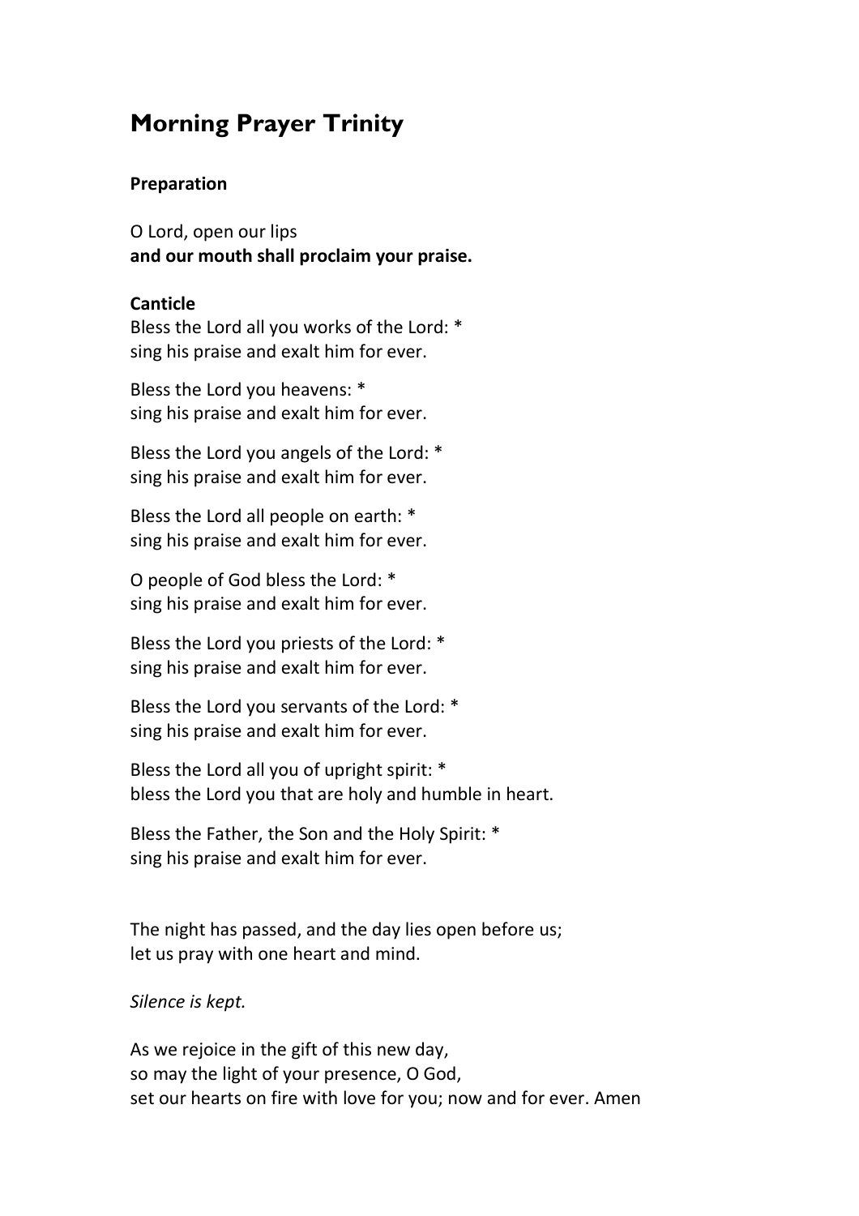# Morning Prayer Trinity

**Preparation**

O Lord, open our lips
**and our mouth shall proclaim your praise.**

**Canticle**

Bless the Lord all you works of the Lord: *
sing his praise and exalt him for ever.

Bless the Lord you heavens: *
sing his praise and exalt him for ever.

Bless the Lord you angels of the Lord: *
sing his praise and exalt him for ever.

Bless the Lord all people on earth: *
sing his praise and exalt him for ever.

O people of God bless the Lord: *
sing his praise and exalt him for ever.

Bless the Lord you priests of the Lord: *
sing his praise and exalt him for ever.

Bless the Lord you servants of the Lord: *
sing his praise and exalt him for ever.

Bless the Lord all you of upright spirit: *
bless the Lord you that are holy and humble in heart.

Bless the Father, the Son and the Holy Spirit: *
sing his praise and exalt him for ever.

The night has passed, and the day lies open before us;
let us pray with one heart and mind.

*Silence is kept.*

As we rejoice in the gift of this new day,
so may the light of your presence, O God,
set our hearts on fire with love for you; now and for ever. Amen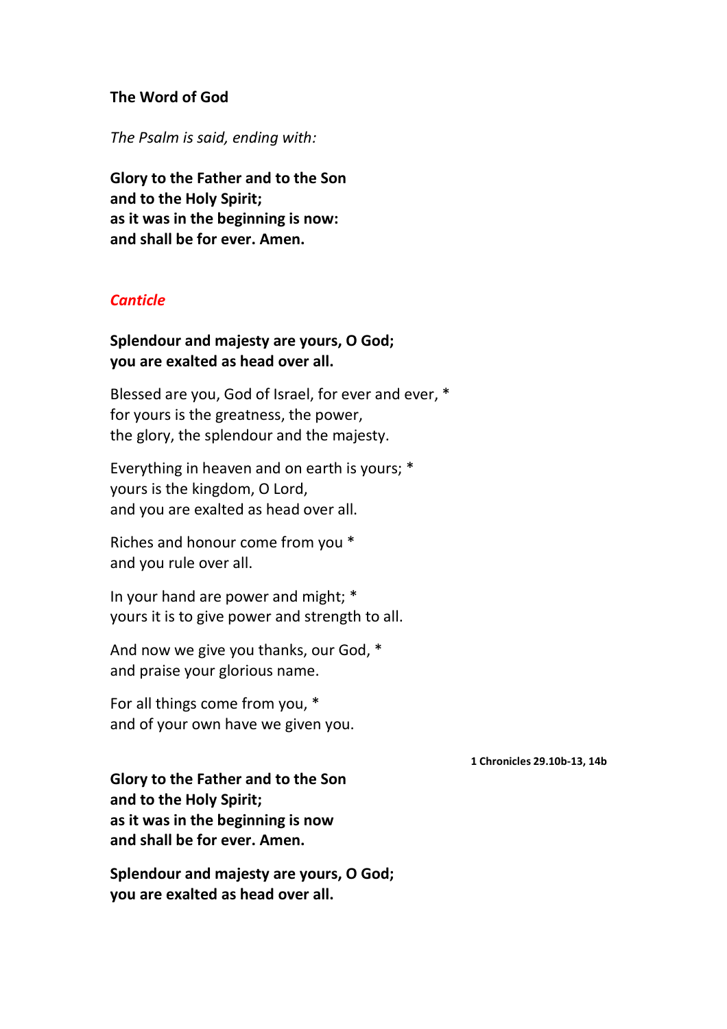**The Word of God**

*The Psalm is said, ending with:*

**Glory to the Father and to the Son**  
**and to the Holy Spirit;**  
**as it was in the beginning is now:**  
**and shall be for ever. Amen.**

***Canticle***

**Splendour and majesty are yours, O God;**  
**you are exalted as head over all.**

Blessed are you, God of Israel, for ever and ever, *  
for yours is the greatness, the power,  
the glory, the splendour and the majesty.

Everything in heaven and on earth is yours; *  
yours is the kingdom, O Lord,  
and you are exalted as head over all.

Riches and honour come from you *  
and you rule over all.

In your hand are power and might; *  
yours it is to give power and strength to all.

And now we give you thanks, our God, *  
and praise your glorious name.

For all things come from you, *  
and of your own have we given you.

**1 Chronicles 29.10b-13, 14b**

**Glory to the Father and to the Son**  
**and to the Holy Spirit;**  
**as it was in the beginning is now**  
**and shall be for ever. Amen.**

**Splendour and majesty are yours, O God;**  
**you are exalted as head over all.**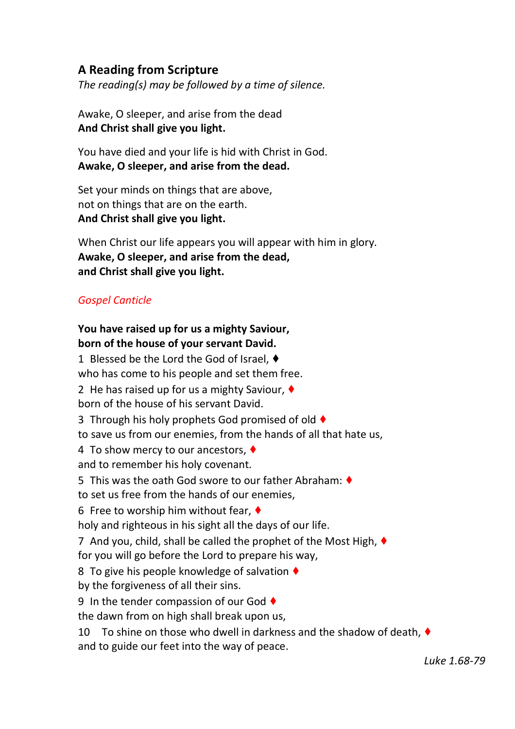## A Reading from Scripture

*The reading(s) may be followed by a time of silence.*

Awake, O sleeper, and arise from the dead
**And Christ shall give you light.**

You have died and your life is hid with Christ in God.
**Awake, O sleeper, and arise from the dead.**

Set your minds on things that are above,
not on things that are on the earth.
**And Christ shall give you light.**

When Christ our life appears you will appear with him in glory.
**Awake, O sleeper, and arise from the dead,**
**and Christ shall give you light.**

*Gospel Canticle*

**You have raised up for us a mighty Saviour,**
**born of the house of your servant David.**

1  Blessed be the Lord the God of Israel, ♦
who has come to his people and set them free.

2  He has raised up for us a mighty Saviour, ♦
born of the house of his servant David.

3  Through his holy prophets God promised of old ♦
to save us from our enemies, from the hands of all that hate us,

4  To show mercy to our ancestors, ♦
and to remember his holy covenant.

5  This was the oath God swore to our father Abraham: ♦
to set us free from the hands of our enemies,

6  Free to worship him without fear, ♦
holy and righteous in his sight all the days of our life.

7  And you, child, shall be called the prophet of the Most High, ♦
for you will go before the Lord to prepare his way,

8  To give his people knowledge of salvation ♦
by the forgiveness of all their sins.

9  In the tender compassion of our God ♦
the dawn from on high shall break upon us,

10  To shine on those who dwell in darkness and the shadow of death, ♦
and to guide our feet into the way of peace.

*Luke 1.68-79*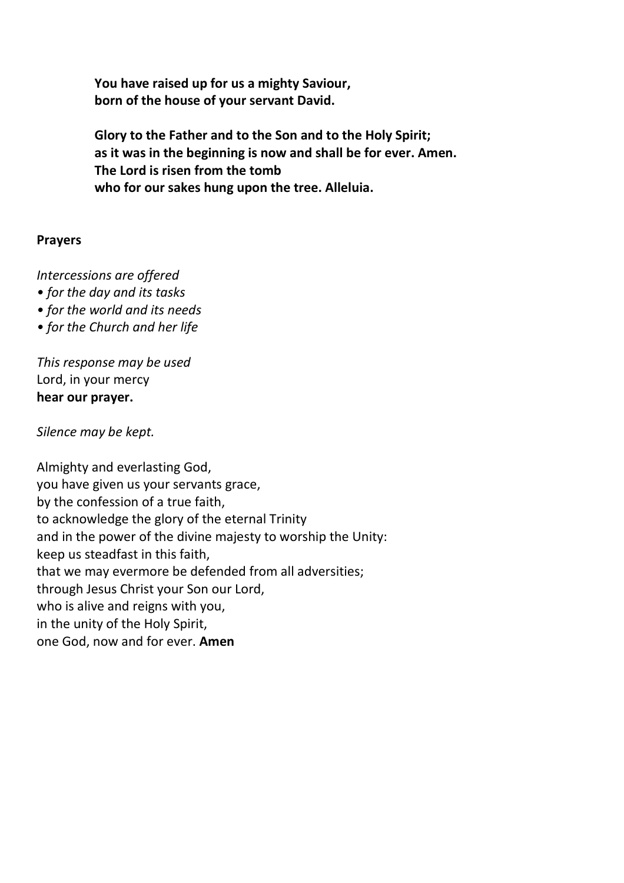**You have raised up for us a mighty Saviour,**
**born of the house of your servant David.**

**Glory to the Father and to the Son and to the Holy Spirit;**
**as it was in the beginning is now and shall be for ever. Amen.**
**The Lord is risen from the tomb**
**who for our sakes hung upon the tree. Alleluia.**

**Prayers**

*Intercessions are offered*
- *for the day and its tasks*
- *for the world and its needs*
- *for the Church and her life*

*This response may be used*
Lord, in your mercy
**hear our prayer.**

*Silence may be kept.*

Almighty and everlasting God,
you have given us your servants grace,
by the confession of a true faith,
to acknowledge the glory of the eternal Trinity
and in the power of the divine majesty to worship the Unity:
keep us steadfast in this faith,
that we may evermore be defended from all adversities;
through Jesus Christ your Son our Lord,
who is alive and reigns with you,
in the unity of the Holy Spirit,
one God, now and for ever. **Amen**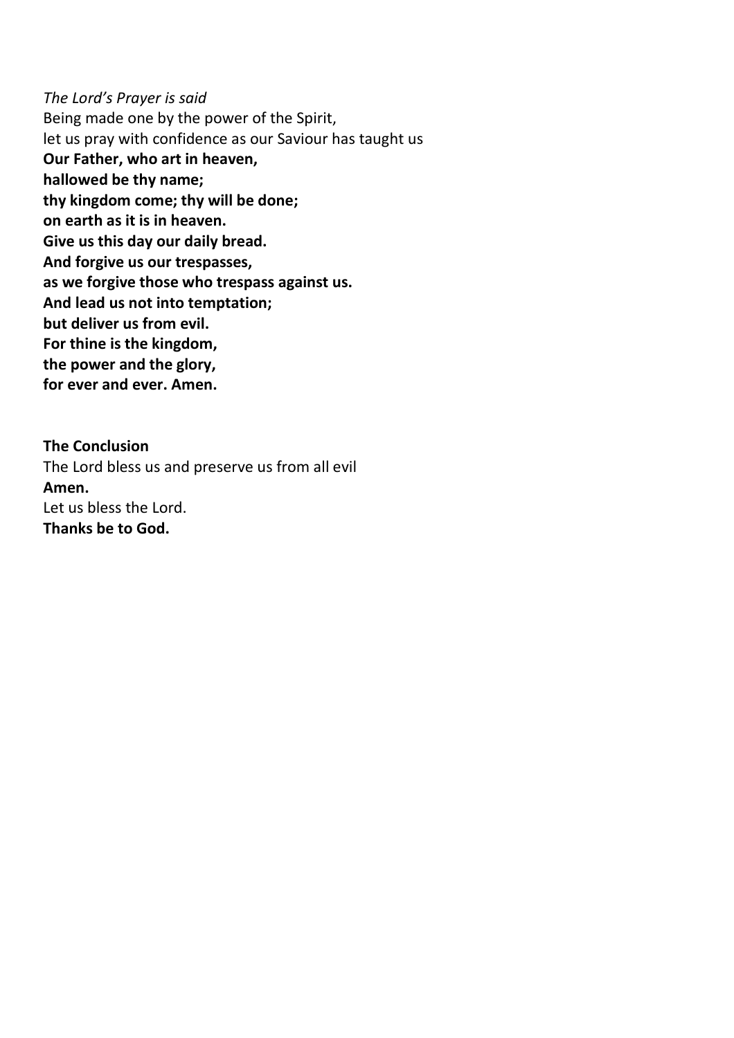*The Lord's Prayer is said*

Being made one by the power of the Spirit,
let us pray with confidence as our Saviour has taught us

**Our Father, who art in heaven,**
**hallowed be thy name;**
**thy kingdom come; thy will be done;**
**on earth as it is in heaven.**
**Give us this day our daily bread.**
**And forgive us our trespasses,**
**as we forgive those who trespass against us.**
**And lead us not into temptation;**
**but deliver us from evil.**
**For thine is the kingdom,**
**the power and the glory,**
**for ever and ever. Amen.**

**The Conclusion**

The Lord bless us and preserve us from all evil
**Amen.**
Let us bless the Lord.
**Thanks be to God.**